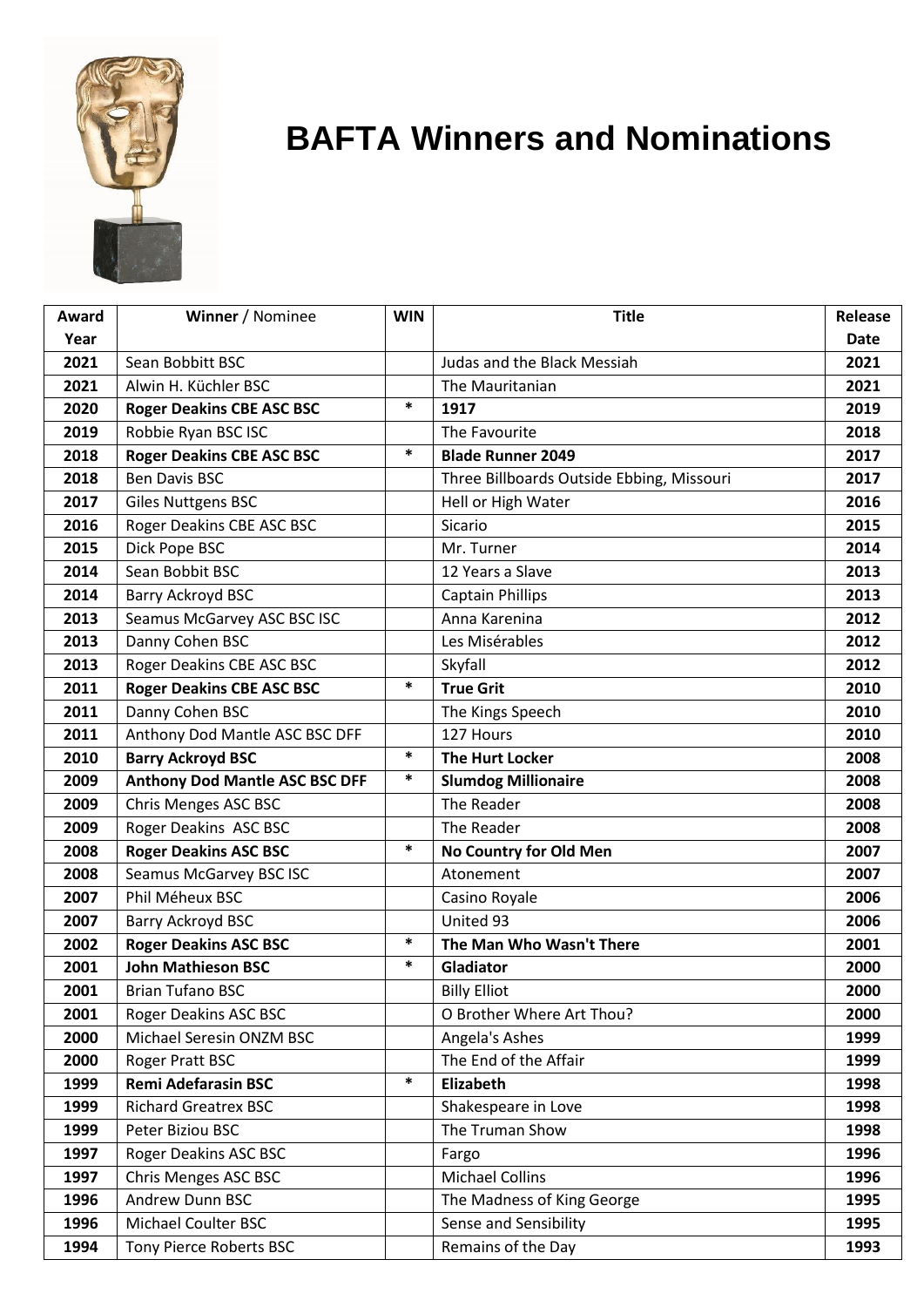# BAFTA Winners and Nominations

| Award Year | **Winner** / Nominee | WIN | Title | Release Date |
|---|---|---|---|---|
| 2021 | Sean Bobbitt BSC | | Judas and the Black Messiah | 2021 |
| 2021 | Alwin H. Küchler BSC | | The Mauritanian | 2021 |
| 2020 | **Roger Deakins CBE ASC BSC** | * | **1917** | 2019 |
| 2019 | Robbie Ryan BSC ISC | | The Favourite | 2018 |
| 2018 | **Roger Deakins CBE ASC BSC** | * | **Blade Runner 2049** | 2017 |
| 2018 | Ben Davis BSC | | Three Billboards Outside Ebbing, Missouri | 2017 |
| 2017 | Giles Nuttgens BSC | | Hell or High Water | 2016 |
| 2016 | Roger Deakins CBE ASC BSC | | Sicario | 2015 |
| 2015 | Dick Pope BSC | | Mr. Turner | 2014 |
| 2014 | Sean Bobbit BSC | | 12 Years a Slave | 2013 |
| 2014 | Barry Ackroyd BSC | | Captain Phillips | 2013 |
| 2013 | Seamus McGarvey ASC BSC ISC | | Anna Karenina | 2012 |
| 2013 | Danny Cohen BSC | | Les Misérables | 2012 |
| 2013 | Roger Deakins CBE ASC BSC | | Skyfall | 2012 |
| 2011 | **Roger Deakins CBE ASC BSC** | * | **True Grit** | 2010 |
| 2011 | Danny Cohen BSC | | The Kings Speech | 2010 |
| 2011 | Anthony Dod Mantle ASC BSC DFF | | 127 Hours | 2010 |
| 2010 | **Barry Ackroyd BSC** | * | **The Hurt Locker** | 2008 |
| 2009 | **Anthony Dod Mantle ASC BSC DFF** | * | **Slumdog Millionaire** | 2008 |
| 2009 | Chris Menges ASC BSC | | The Reader | 2008 |
| 2009 | Roger Deakins ASC BSC | | The Reader | 2008 |
| 2008 | **Roger Deakins ASC BSC** | * | **No Country for Old Men** | 2007 |
| 2008 | Seamus McGarvey BSC ISC | | Atonement | 2007 |
| 2007 | Phil Méheux BSC | | Casino Royale | 2006 |
| 2007 | Barry Ackroyd BSC | | United 93 | 2006 |
| 2002 | **Roger Deakins ASC BSC** | * | **The Man Who Wasn't There** | 2001 |
| 2001 | **John Mathieson BSC** | * | **Gladiator** | 2000 |
| 2001 | Brian Tufano BSC | | Billy Elliot | 2000 |
| 2001 | Roger Deakins ASC BSC | | O Brother Where Art Thou? | 2000 |
| 2000 | Michael Seresin ONZM BSC | | Angela's Ashes | 1999 |
| 2000 | Roger Pratt BSC | | The End of the Affair | 1999 |
| 1999 | **Remi Adefarasin BSC** | * | **Elizabeth** | 1998 |
| 1999 | Richard Greatrex BSC | | Shakespeare in Love | 1998 |
| 1999 | Peter Biziou BSC | | The Truman Show | 1998 |
| 1997 | Roger Deakins ASC BSC | | Fargo | 1996 |
| 1997 | Chris Menges ASC BSC | | Michael Collins | 1996 |
| 1996 | Andrew Dunn BSC | | The Madness of King George | 1995 |
| 1996 | Michael Coulter BSC | | Sense and Sensibility | 1995 |
| 1994 | Tony Pierce Roberts BSC | | Remains of the Day | 1993 |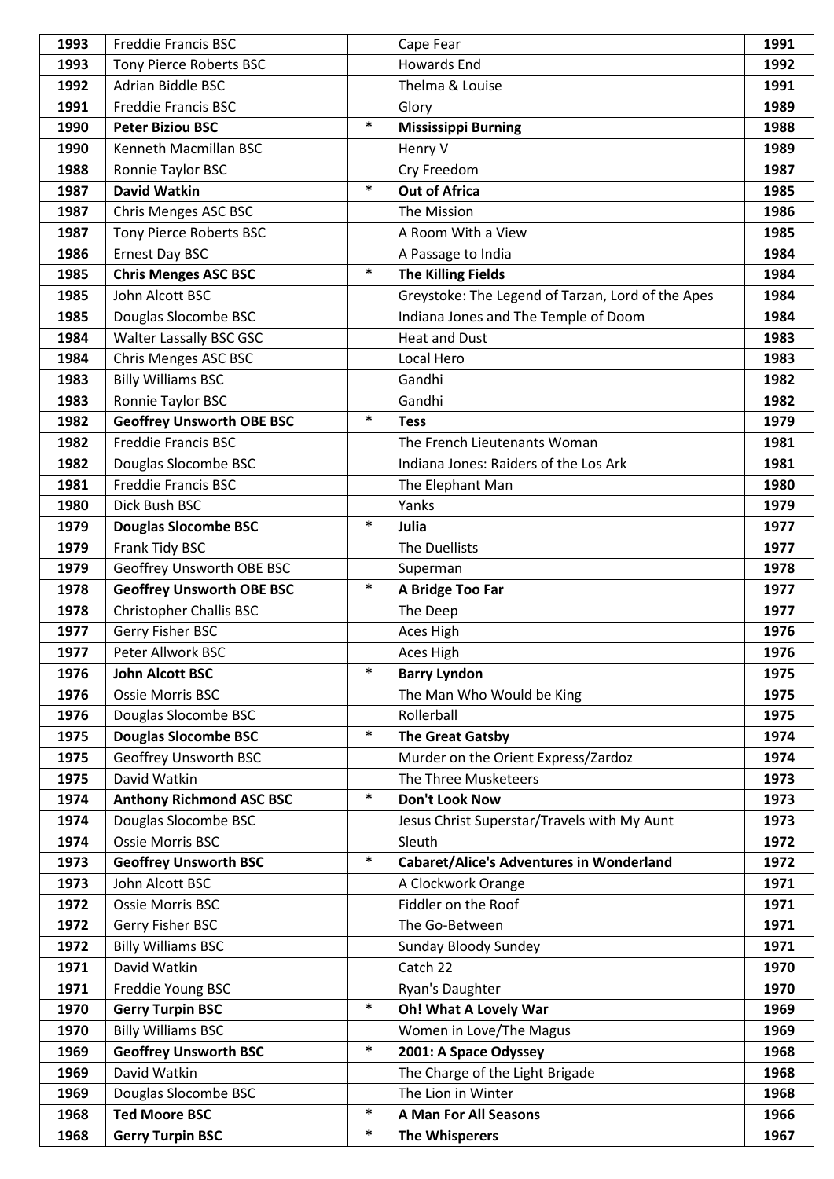| 1993 | Freddie Francis BSC | | Cape Fear | 1991 |
|---|---|---|---|---|
| 1993 | Tony Pierce Roberts BSC | | Howards End | 1992 |
| 1992 | Adrian Biddle BSC | | Thelma & Louise | 1991 |
| 1991 | Freddie Francis BSC | | Glory | 1989 |
| **1990** | **Peter Biziou BSC** | * | **Mississippi Burning** | **1988** |
| 1990 | Kenneth Macmillan BSC | | Henry V | 1989 |
| 1988 | Ronnie Taylor BSC | | Cry Freedom | 1987 |
| **1987** | **David Watkin** | * | **Out of Africa** | **1985** |
| 1987 | Chris Menges ASC BSC | | The Mission | 1986 |
| 1987 | Tony Pierce Roberts BSC | | A Room With a View | 1985 |
| 1986 | Ernest Day BSC | | A Passage to India | 1984 |
| **1985** | **Chris Menges ASC BSC** | * | **The Killing Fields** | **1984** |
| 1985 | John Alcott BSC | | Greystoke: The Legend of Tarzan, Lord of the Apes | 1984 |
| 1985 | Douglas Slocombe BSC | | Indiana Jones and The Temple of Doom | 1984 |
| 1984 | Walter Lassally BSC GSC | | Heat and Dust | 1983 |
| 1984 | Chris Menges ASC BSC | | Local Hero | 1983 |
| 1983 | Billy Williams BSC | | Gandhi | 1982 |
| 1983 | Ronnie Taylor BSC | | Gandhi | 1982 |
| **1982** | **Geoffrey Unsworth OBE BSC** | * | **Tess** | **1979** |
| 1982 | Freddie Francis BSC | | The French Lieutenants Woman | 1981 |
| 1982 | Douglas Slocombe BSC | | Indiana Jones: Raiders of the Los Ark | 1981 |
| 1981 | Freddie Francis BSC | | The Elephant Man | 1980 |
| 1980 | Dick Bush BSC | | Yanks | 1979 |
| **1979** | **Douglas Slocombe BSC** | * | **Julia** | **1977** |
| 1979 | Frank Tidy BSC | | The Duellists | 1977 |
| 1979 | Geoffrey Unsworth OBE BSC | | Superman | 1978 |
| **1978** | **Geoffrey Unsworth OBE BSC** | * | **A Bridge Too Far** | **1977** |
| 1978 | Christopher Challis BSC | | The Deep | 1977 |
| 1977 | Gerry Fisher BSC | | Aces High | 1976 |
| 1977 | Peter Allwork BSC | | Aces High | 1976 |
| **1976** | **John Alcott BSC** | * | **Barry Lyndon** | **1975** |
| 1976 | Ossie Morris BSC | | The Man Who Would be King | 1975 |
| 1976 | Douglas Slocombe BSC | | Rollerball | 1975 |
| **1975** | **Douglas Slocombe BSC** | * | **The Great Gatsby** | **1974** |
| 1975 | Geoffrey Unsworth BSC | | Murder on the Orient Express/Zardoz | 1974 |
| 1975 | David Watkin | | The Three Musketeers | 1973 |
| **1974** | **Anthony Richmond ASC BSC** | * | **Don't Look Now** | **1973** |
| 1974 | Douglas Slocombe BSC | | Jesus Christ Superstar/Travels with My Aunt | 1973 |
| 1974 | Ossie Morris BSC | | Sleuth | 1972 |
| **1973** | **Geoffrey Unsworth BSC** | * | **Cabaret/Alice's Adventures in Wonderland** | **1972** |
| 1973 | John Alcott BSC | | A Clockwork Orange | 1971 |
| 1972 | Ossie Morris BSC | | Fiddler on the Roof | 1971 |
| 1972 | Gerry Fisher BSC | | The Go-Between | 1971 |
| 1972 | Billy Williams BSC | | Sunday Bloody Sundey | 1971 |
| 1971 | David Watkin | | Catch 22 | 1970 |
| 1971 | Freddie Young BSC | | Ryan's Daughter | 1970 |
| **1970** | **Gerry Turpin BSC** | * | **Oh! What A Lovely War** | **1969** |
| 1970 | Billy Williams BSC | | Women in Love/The Magus | 1969 |
| **1969** | **Geoffrey Unsworth BSC** | * | **2001: A Space Odyssey** | **1968** |
| 1969 | David Watkin | | The Charge of the Light Brigade | 1968 |
| 1969 | Douglas Slocombe BSC | | The Lion in Winter | 1968 |
| **1968** | **Ted Moore BSC** | * | **A Man For All Seasons** | **1966** |
| **1968** | **Gerry Turpin BSC** | * | **The Whisperers** | **1967** |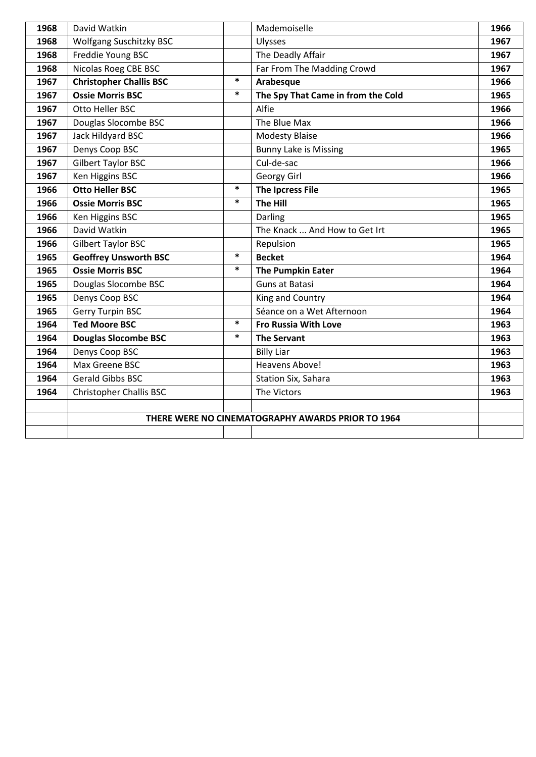| | | | | |
|---|---|---|---|---|
| 1968 | David Watkin | | Mademoiselle | 1966 |
| 1968 | Wolfgang Suschitzky BSC | | Ulysses | 1967 |
| 1968 | Freddie Young BSC | | The Deadly Affair | 1967 |
| 1968 | Nicolas Roeg CBE BSC | | Far From The Madding Crowd | 1967 |
| **1967** | **Christopher Challis BSC** | * | **Arabesque** | 1966 |
| **1967** | **Ossie Morris BSC** | * | **The Spy That Came in from the Cold** | 1965 |
| 1967 | Otto Heller BSC | | Alfie | 1966 |
| 1967 | Douglas Slocombe BSC | | The Blue Max | 1966 |
| 1967 | Jack Hildyard BSC | | Modesty Blaise | 1966 |
| 1967 | Denys Coop BSC | | Bunny Lake is Missing | 1965 |
| 1967 | Gilbert Taylor BSC | | Cul-de-sac | 1966 |
| 1967 | Ken Higgins BSC | | Georgy Girl | 1966 |
| **1966** | **Otto Heller BSC** | * | **The Ipcress File** | 1965 |
| **1966** | **Ossie Morris BSC** | * | **The Hill** | 1965 |
| 1966 | Ken Higgins BSC | | Darling | 1965 |
| 1966 | David Watkin | | The Knack ... And How to Get Irt | 1965 |
| 1966 | Gilbert Taylor BSC | | Repulsion | 1965 |
| **1965** | **Geoffrey Unsworth BSC** | * | **Becket** | 1964 |
| **1965** | **Ossie Morris BSC** | * | **The Pumpkin Eater** | 1964 |
| 1965 | Douglas Slocombe BSC | | Guns at Batasi | 1964 |
| 1965 | Denys Coop BSC | | King and Country | 1964 |
| 1965 | Gerry Turpin BSC | | Séance on a Wet Afternoon | 1964 |
| **1964** | **Ted Moore BSC** | * | **Fro Russia With Love** | 1963 |
| **1964** | **Douglas Slocombe BSC** | * | **The Servant** | 1963 |
| 1964 | Denys Coop BSC | | Billy Liar | 1963 |
| 1964 | Max Greene BSC | | Heavens Above! | 1963 |
| 1964 | Gerald Gibbs BSC | | Station Six, Sahara | 1963 |
| 1964 | Christopher Challis BSC | | The Victors | 1963 |
| | | | | |
| | **THERE WERE NO CINEMATOGRAPHY AWARDS PRIOR TO 1964** | | | |
| | | | | |